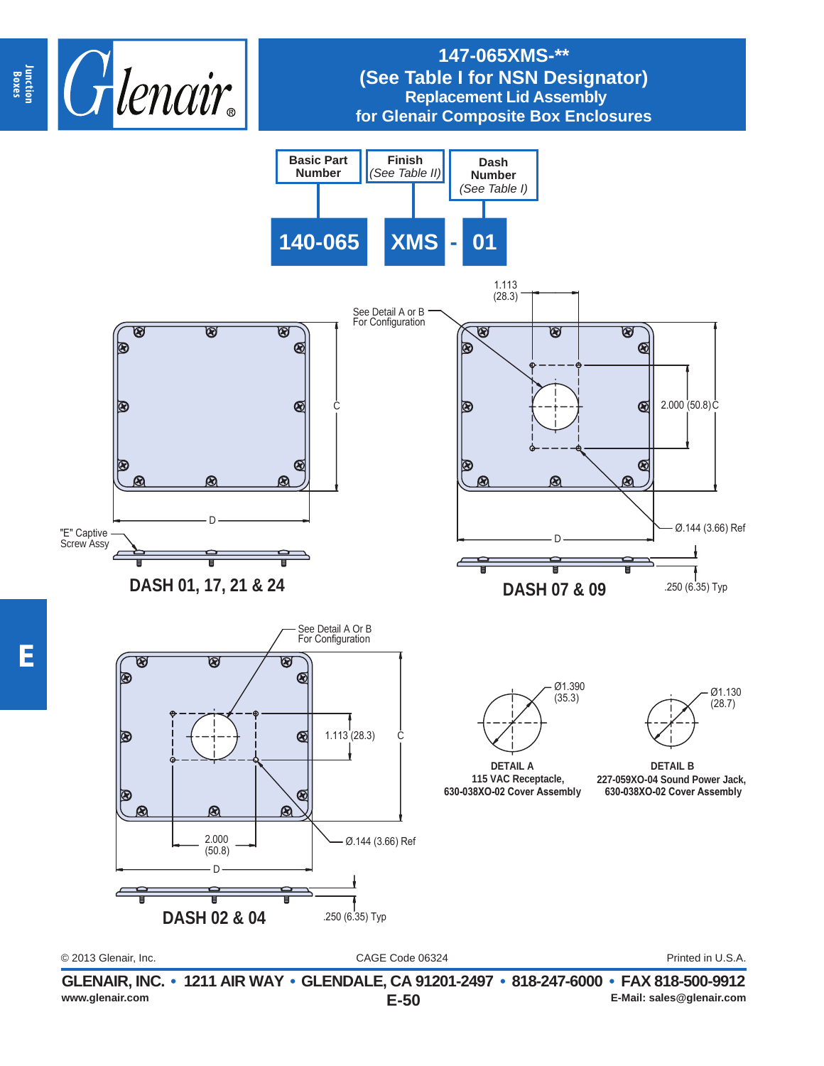# 147-065XMS-**
## (See Table I for NSN Designator)
### Replacement Lid Assembly
### for Glenair Composite Box Enclosures

| Basic Part Number | Finish (See Table II) | | Dash Number (See Table I) |
|---|---|---|---|
| 140-065 | XMS | - | 01 |

See Detail A or B For Configuration

1.113 (28.3)

2.000 (50.8) C

C

D

"E" Captive Screw Assy

Ø.144 (3.66) Ref

.250 (6.35) Typ

**DASH 01, 17, 21 & 24**

**DASH 07 & 09**

See Detail A Or B For Configuration

1.113 (28.3)

C

2.000 (50.8)

D

Ø.144 (3.66) Ref

.250 (6.35) Typ

**DASH 02 & 04**

Ø1.390 (35.3)

**DETAIL A**
**115 VAC Receptacle,**
**630-038XO-02 Cover Assembly**

Ø1.130 (28.7)

**DETAIL B**
**227-059XO-04 Sound Power Jack,**
**630-038XO-02 Cover Assembly**

© 2013 Glenair, Inc. CAGE Code 06324 Printed in U.S.A.

**GLENAIR, INC. • 1211 AIR WAY • GLENDALE, CA 91201-2497 • 818-247-6000 • FAX 818-500-9912**
www.glenair.com E-Mail: sales@glenair.com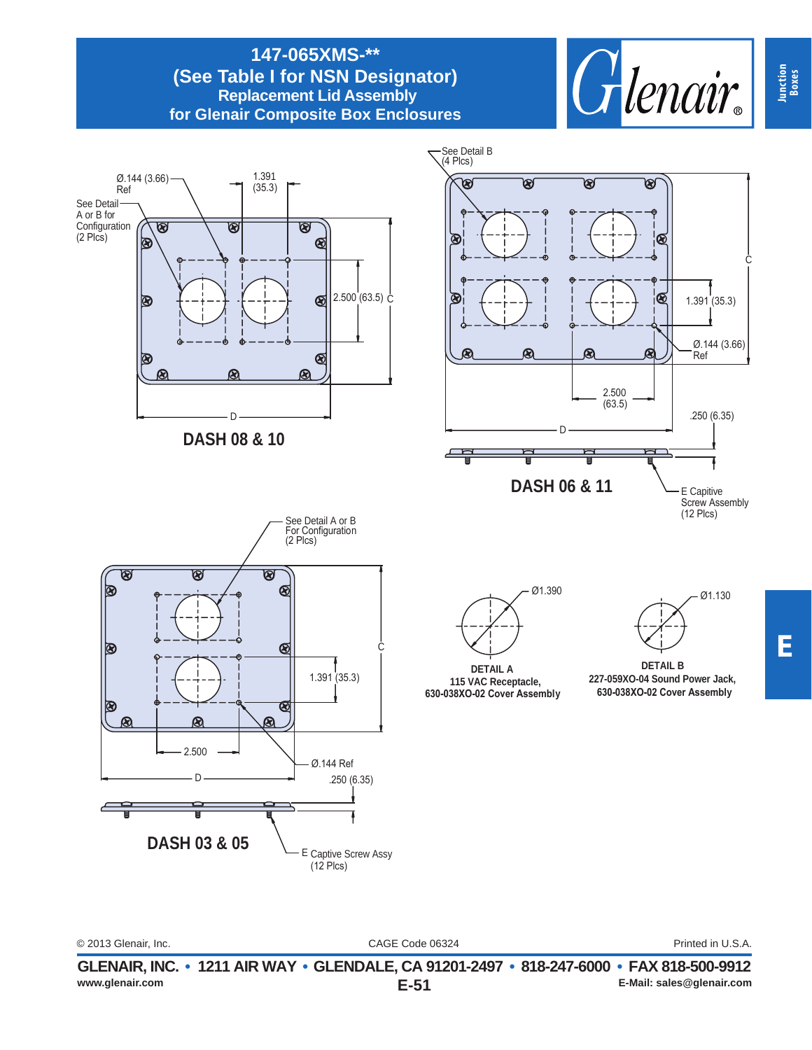# 147-065XMS-**
## (See Table I for NSN Designator)
### Replacement Lid Assembly
### for Glenair Composite Box Enclosures

Junction Boxes

Ø.144 (3.66) Ref

1.391 (35.3)

See Detail A or B for Configuration (2 Plcs)

2.500 (63.5)

C

D

**DASH 08 & 10**

See Detail B (4 Plcs)

C

1.391 (35.3)

Ø.144 (3.66) Ref

2.500 (63.5)

D

.250 (6.35)

**DASH 06 & 11**

E Captive Screw Assembly (12 Plcs)

See Detail A or B For Configuration (2 Plcs)

C

1.391 (35.3)

2.500

D

Ø.144 Ref

.250 (6.35)

**DASH 03 & 05**

E Captive Screw Assy (12 Plcs)

Ø1.390

**DETAIL A**
**115 VAC Receptacle,**
**630-038XO-02 Cover Assembly**

Ø1.130

**DETAIL B**
**227-059XO-04 Sound Power Jack,**
**630-038XO-02 Cover Assembly**

E

© 2013 Glenair, Inc. CAGE Code 06324 Printed in U.S.A.

**GLENAIR, INC. • 1211 AIR WAY • GLENDALE, CA 91201-2497 • 818-247-6000 • FAX 818-500-9912**

**www.glenair.com** **E-51** **E-Mail: sales@glenair.com**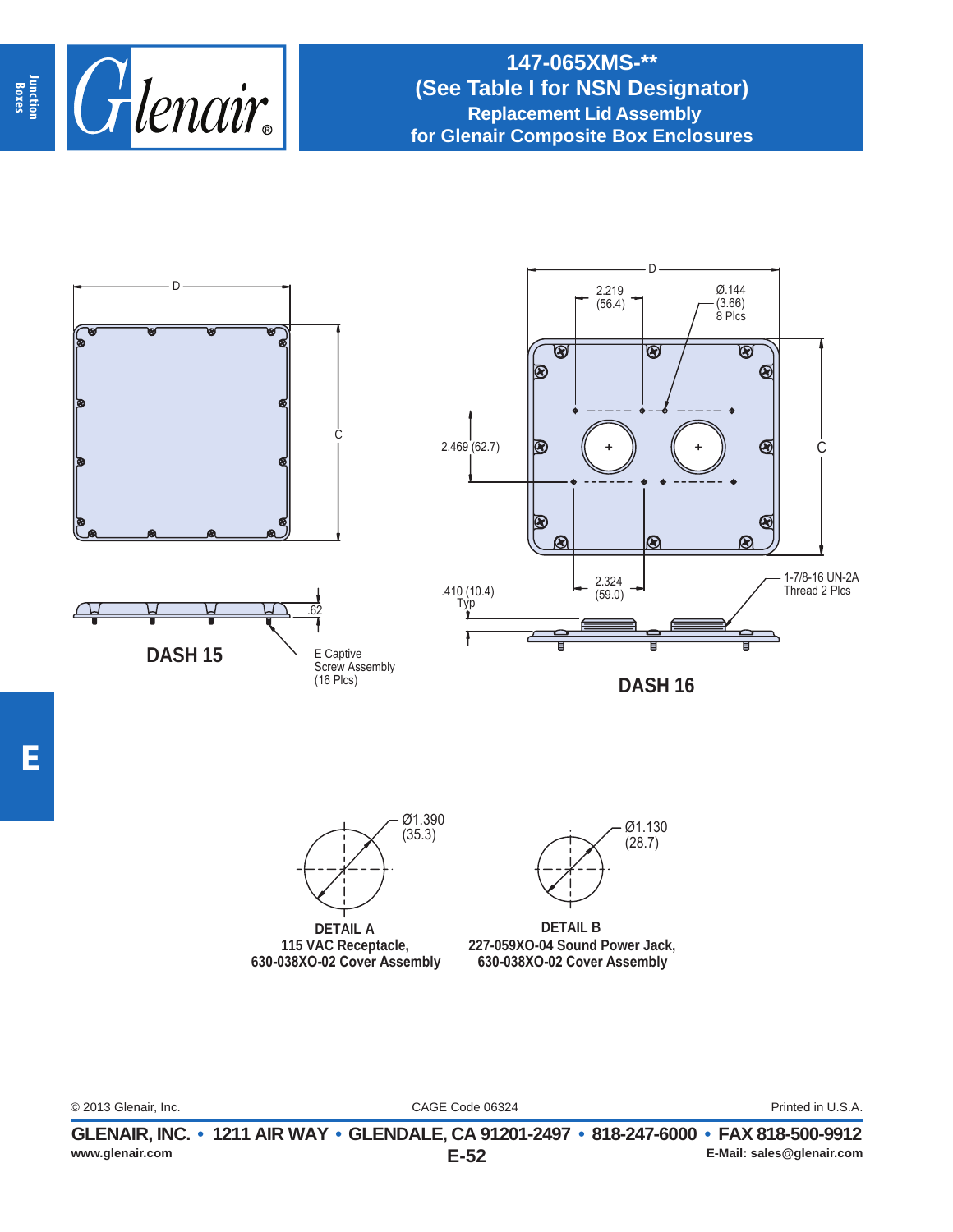# 147-065XMS-**
## (See Table I for NSN Designator)
### Replacement Lid Assembly
### for Glenair Composite Box Enclosures

D

C

.62

E Captive
Screw Assembly
(16 Plcs)

**DASH 15**

D

2.219
(56.4)

Ø.144
(3.66)
8 Plcs

2.469 (62.7)

C

2.324
(59.0)

.410 (10.4)
Typ

1-7/8-16 UN-2A
Thread 2 Plcs

**DASH 16**

Ø1.390
(35.3)

**DETAIL A**
**115 VAC Receptacle,**
**630-038XO-02 Cover Assembly**

Ø1.130
(28.7)

**DETAIL B**
**227-059XO-04 Sound Power Jack,**
**630-038XO-02 Cover Assembly**

© 2013 Glenair, Inc. CAGE Code 06324 Printed in U.S.A.

**GLENAIR, INC. • 1211 AIR WAY • GLENDALE, CA 91201-2497 • 818-247-6000 • FAX 818-500-9912**
www.glenair.com E-Mail: sales@glenair.com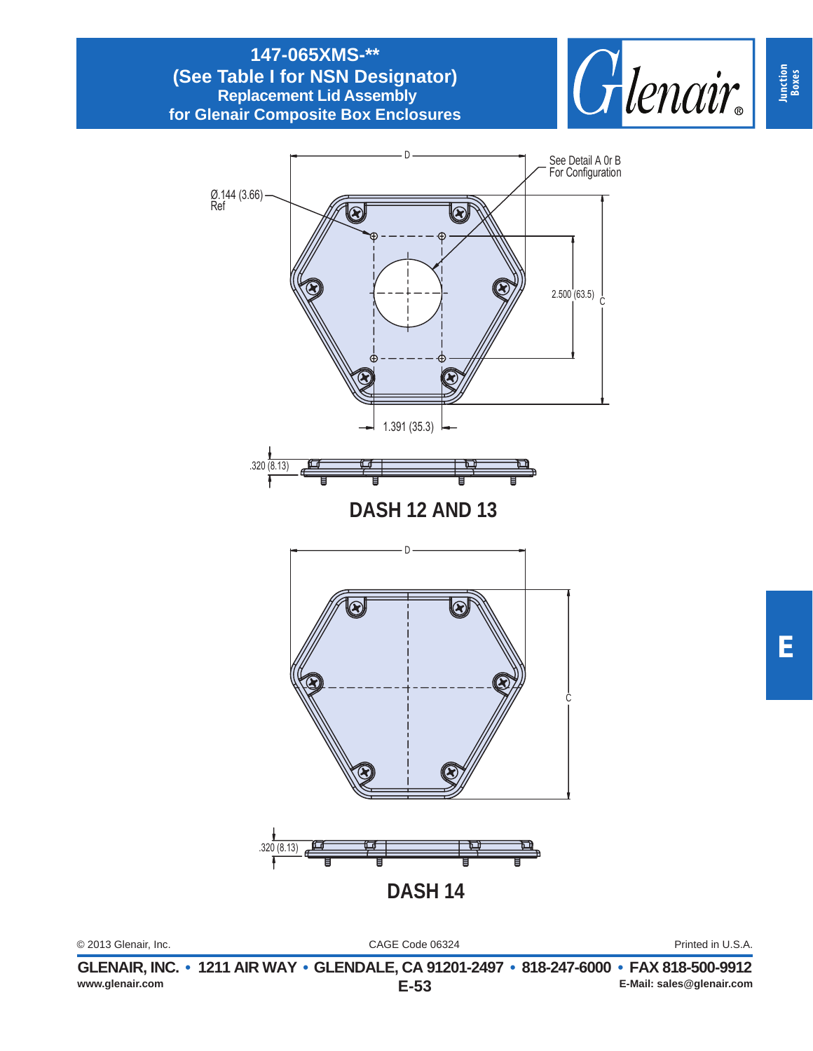# 147-065XMS-**
## (See Table I for NSN Designator)
### Replacement Lid Assembly
### for Glenair Composite Box Enclosures

D

See Detail A Or B For Configuration

Ø.144 (3.66) Ref

2.500 (63.5)

C

1.391 (35.3)

.320 (8.13)

**DASH 12 AND 13**

D

C

.320 (8.13)

**DASH 14**

© 2013 Glenair, Inc. CAGE Code 06324 Printed in U.S.A.

**GLENAIR, INC. • 1211 AIR WAY • GLENDALE, CA 91201-2497 • 818-247-6000 • FAX 818-500-9912**

**www.glenair.com** **E-Mail: sales@glenair.com**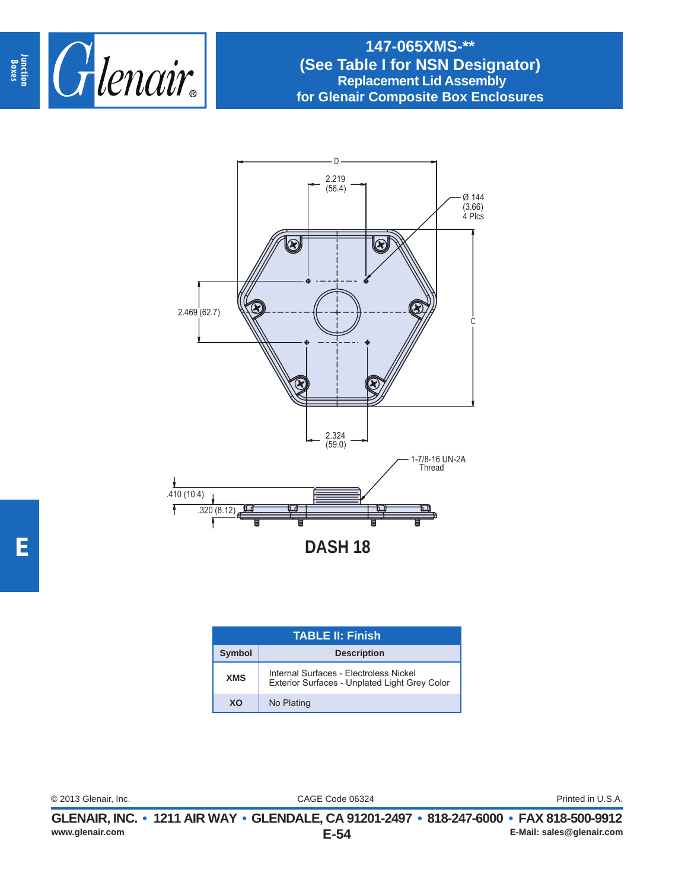# 147-065XMS-**
## (See Table I for NSN Designator)
### Replacement Lid Assembly for Glenair Composite Box Enclosures

D

2.219 (56.4)

Ø.144 (3.66) 4 Plcs

2.469 (62.7)

C

2.324 (59.0)

1-7/8-16 UN-2A Thread

.410 (10.4)

.320 (8.12)

**DASH 18**

| TABLE II: Finish | |
|---|---|
| **Symbol** | **Description** |
| **XMS** | Internal Surfaces - Electroless Nickel<br>Exterior Surfaces - Unplated Light Grey Color |
| **XO** | No Plating |

© 2013 Glenair, Inc. CAGE Code 06324 Printed in U.S.A.

**GLENAIR, INC. • 1211 AIR WAY • GLENDALE, CA 91201-2497 • 818-247-6000 • FAX 818-500-9912**

www.glenair.com E-Mail: sales@glenair.com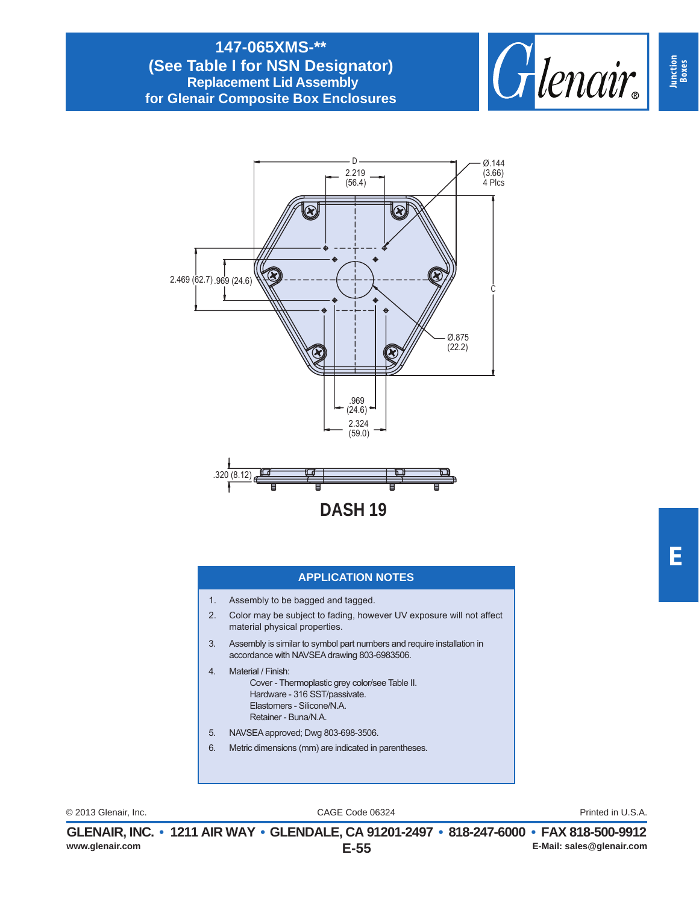# 147-065XMS-**
## (See Table I for NSN Designator)
### Replacement Lid Assembly for Glenair Composite Box Enclosures

D

2.219 (56.4)

Ø.144 (3.66) 4 Plcs

2.469 (62.7)

.969 (24.6)

C

Ø.875 (22.2)

.969 (24.6)

2.324 (59.0)

.320 (8.12)

**DASH 19**

## APPLICATION NOTES

1. Assembly to be bagged and tagged.
2. Color may be subject to fading, however UV exposure will not affect material physical properties.
3. Assembly is similar to symbol part number and require installation in accordance with NAVSEA drawing 803-6983506.
4. Material / Finish:
   - Cover - Thermoplastic grey color/see Table II.
   - Hardware - 316 SST/passivate.
   - Elastomers - Silicone/N.A.
   - Retainer - Buna/N.A.
5. NAVSEA approved; Dwg 803-698-3506.
6. Metric dimensions (mm) are indicated in parentheses.

© 2013 Glenair, Inc. CAGE Code 06324 Printed in U.S.A.

**GLENAIR, INC. • 1211 AIR WAY • GLENDALE, CA 91201-2497 • 818-247-6000 • FAX 818-500-9912**

www.glenair.com **E-55** E-Mail: sales@glenair.com